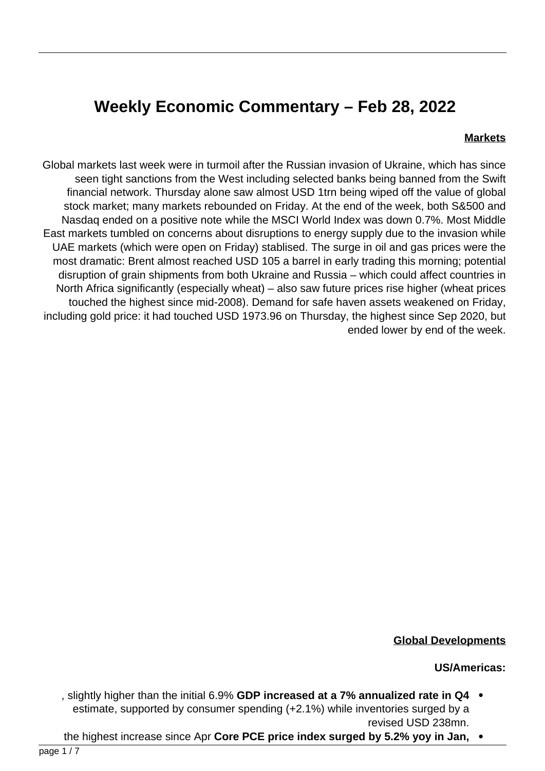# Weekly Economic Commentary – Feb 28, 2022

**Markets**

Global markets last week were in turmoil after the Russian invasion of Ukraine, which has since seen tight sanctions from the West including selected banks being banned from the Swift financial network. Thursday alone saw almost USD 1trn being wiped off the value of global stock market; many markets rebounded on Friday. At the end of the week, both S&500 and Nasdaq ended on a positive note while the MSCI World Index was down 0.7%. Most Middle East markets tumbled on concerns about disruptions to energy supply due to the invasion while UAE markets (which were open on Friday) stablised. The surge in oil and gas prices were the most dramatic: Brent almost reached USD 105 a barrel in early trading this morning; potential disruption of grain shipments from both Ukraine and Russia – which could affect countries in North Africa significantly (especially wheat) – also saw future prices rise higher (wheat prices touched the highest since mid-2008). Demand for safe haven assets weakened on Friday, including gold price: it had touched USD 1973.96 on Thursday, the highest since Sep 2020, but ended lower by end of the week.

**Global Developments**

**US/Americas:**

- **GDP increased at a 7% annualized rate in Q4**, slightly higher than the initial 6.9% estimate, supported by consumer spending (+2.1%) while inventories surged by a revised USD 238mn.
- **Core PCE price index surged by 5.2% yoy in Jan,** the highest increase since Apr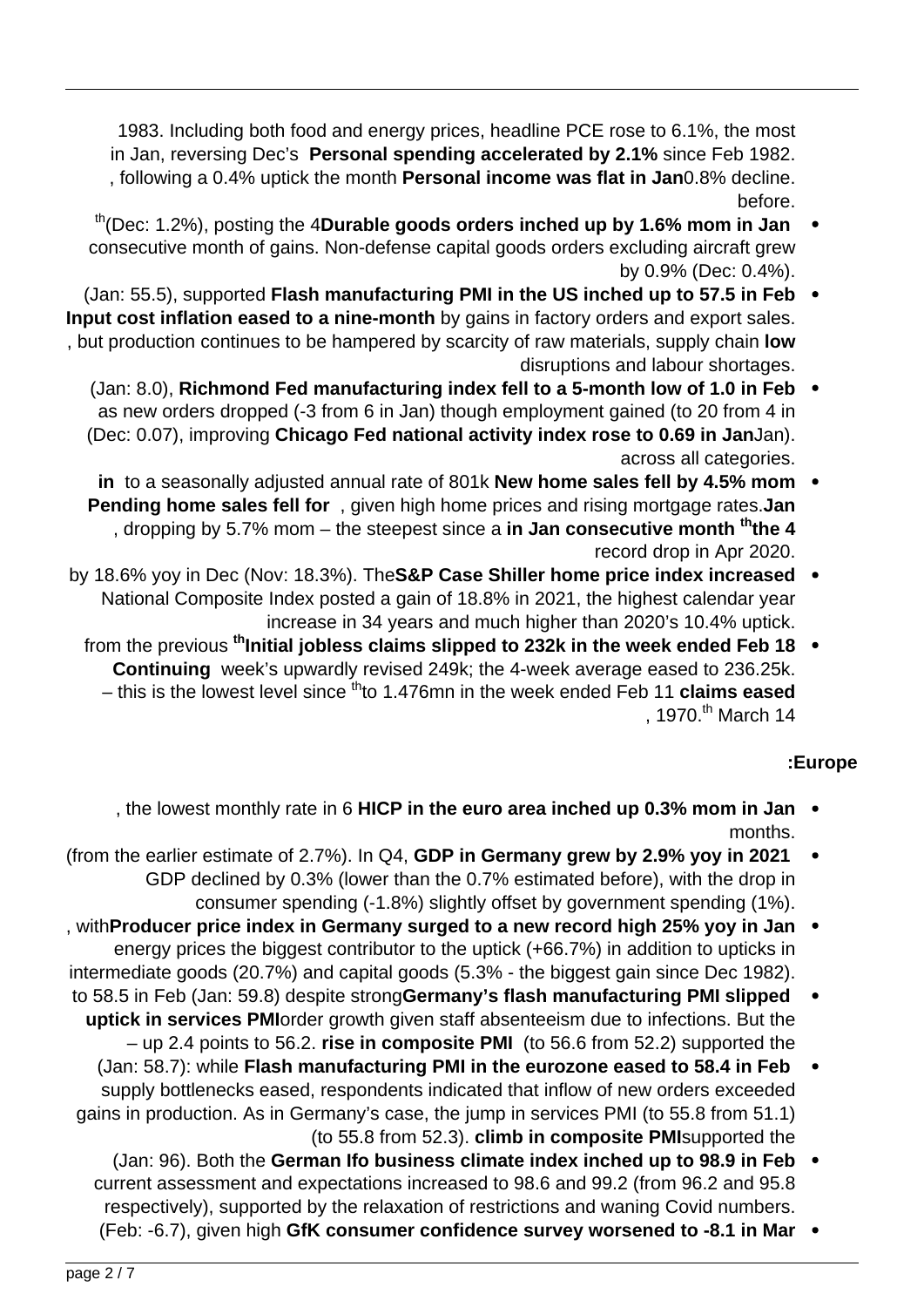1983. Including both food and energy prices, headline PCE rose to 6.1%, the most since Feb 1982. **Personal spending accelerated by 2.1%** in Jan, reversing Dec's 0.8% decline. **Personal income was flat in Jan**, following a 0.4% uptick the month before.

- **Durable goods orders inched up by 1.6% mom in Jan** (Dec: 1.2%), posting the 4th consecutive month of gains. Non-defense capital goods orders excluding aircraft grew by 0.9% (Dec: 0.4%).
- **Flash manufacturing PMI in the US inched up to 57.5 in Feb** (Jan: 55.5), supported by gains in factory orders and export sales. **Input cost inflation eased to a nine-month low**, but production continues to be hampered by scarcity of raw materials, supply chain disruptions and labour shortages.
- **Richmond Fed manufacturing index fell to a 5-month low of 1.0 in Feb** (Jan: 8.0), as new orders dropped (-3 from 6 in Jan) though employment gained (to 20 from 4 in Jan). **Chicago Fed national activity index rose to 0.69 in Jan** (Dec: 0.07), improving across all categories.
- **New home sales fell by 4.5% mom in Jan** to a seasonally adjusted annual rate of 801k, given high home prices and rising mortgage rates. **Pending home sales fell for the 4th consecutive month in Jan**, dropping by 5.7% mom – the steepest since a record drop in Apr 2020.
- **S&P Case Shiller home price index increased** by 18.6% yoy in Dec (Nov: 18.3%). The National Composite Index posted a gain of 18.8% in 2021, the highest calendar year increase in 34 years and much higher than 2020's 10.4% uptick.
- **Initial jobless claims slipped to 232k in the week ended Feb 18th** from the previous week's upwardly revised 249k; the 4-week average eased to 236.25k. **Continuing claims eased** to 1.476mn in the week ended Feb 11th – this is the lowest level since March 14th, 1970.

**Europe:**

- **HICP in the euro area inched up 0.3% mom in Jan**, the lowest monthly rate in 6 months.
- **GDP in Germany grew by 2.9% yoy in 2021** (from the earlier estimate of 2.7%). In Q4, GDP declined by 0.3% (lower than the 0.7% estimated before), with the drop in consumer spending (-1.8%) slightly offset by government spending (1%).
- **Producer price index in Germany surged to a new record high 25% yoy in Jan**, with energy prices the biggest contributor to the uptick (+66.7%) in addition to upticks in intermediate goods (20.7%) and capital goods (5.3% - the biggest gain since Dec 1982).
- **Germany's flash manufacturing PMI slipped** to 58.5 in Feb (Jan: 59.8) despite strong order growth given staff absenteeism due to infections. But the **uptick in services PMI** (to 56.6 from 52.2) supported the **rise in composite PMI** – up 2.4 points to 56.2.
- **Flash manufacturing PMI in the eurozone eased to 58.4 in Feb** (Jan: 58.7): while supply bottlenecks eased, respondents indicated that inflow of new orders exceeded gains in production. As in Germany's case, the jump in services PMI (to 55.8 from 51.1) supported the **climb in composite PMI** (to 55.8 from 52.3).
- **German Ifo business climate index inched up to 98.9 in Feb** (Jan: 96). Both the current assessment and expectations increased to 98.6 and 99.2 (from 96.2 and 95.8 respectively), supported by the relaxation of restrictions and waning Covid numbers.
- **GfK consumer confidence survey worsened to -8.1 in Mar** (Feb: -6.7), given high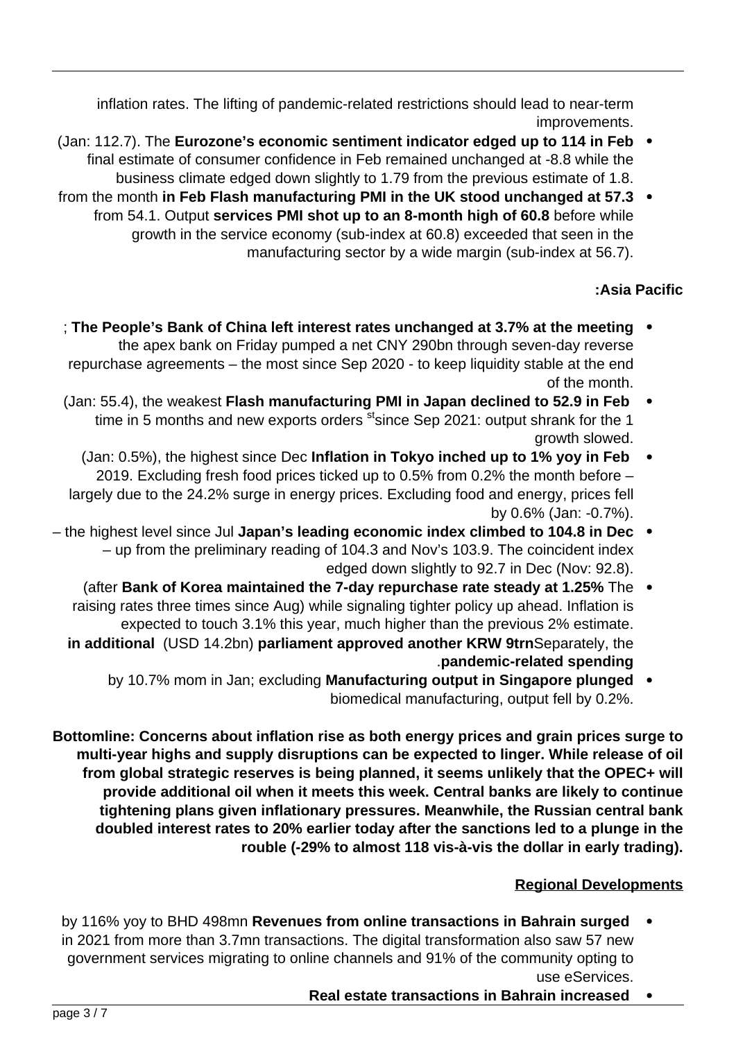inflation rates. The lifting of pandemic-related restrictions should lead to near-term improvements.

- **Eurozone's economic sentiment indicator edged up to 114 in Feb** (Jan: 112.7). The final estimate of consumer confidence in Feb remained unchanged at -8.8 while the business climate edged down slightly to 1.79 from the previous estimate of 1.8.
- **Flash manufacturing PMI in the UK stood unchanged at 57.3 in Feb** from the month before while **services PMI shot up to an 8-month high of 60.8** from 54.1. Output growth in the service economy (sub-index at 60.8) exceeded that seen in the manufacturing sector by a wide margin (sub-index at 56.7).

**Asia Pacific:**

- **The People's Bank of China left interest rates unchanged at 3.7% at the meeting**; the apex bank on Friday pumped a net CNY 290bn through seven-day reverse repurchase agreements – the most since Sep 2020 - to keep liquidity stable at the end of the month.
- **Flash manufacturing PMI in Japan declined to 52.9 in Feb** (Jan: 55.4), the weakest since Sep 2021: output shrank for the 1st time in 5 months and new exports orders growth slowed.
- **Inflation in Tokyo inched up to 1% yoy in Feb** (Jan: 0.5%), the highest since Dec 2019. Excluding fresh food prices ticked up to 0.5% from 0.2% the month before – largely due to the 24.2% surge in energy prices. Excluding food and energy, prices fell by 0.6% (Jan: -0.7%).
- **Japan's leading economic index climbed to 104.8 in Dec** – the highest level since Jul – up from the preliminary reading of 104.3 and Nov's 103.9. The coincident index edged down slightly to 92.7 in Dec (Nov: 92.8).
- The **Bank of Korea maintained the 7-day repurchase rate steady at 1.25%** (after raising rates three times since Aug) while signaling tighter policy up ahead. Inflation is expected to touch 3.1% this year, much higher than the previous 2% estimate. Separately, the **parliament approved another KRW 9trn** (USD 14.2bn) **in additional pandemic-related spending**.
- **Manufacturing output in Singapore plunged** by 10.7% mom in Jan; excluding biomedical manufacturing, output fell by 0.2%.

**Bottomline: Concerns about inflation rise as both energy prices and grain prices surge to multi-year highs and supply disruptions can be expected to linger. While release of oil from global strategic reserves is being planned, it seems unlikely that the OPEC+ will provide additional oil when it meets this week. Central banks are likely to continue tightening plans given inflationary pressures. Meanwhile, the Russian central bank doubled interest rates to 20% earlier today after the sanctions led to a plunge in the rouble (-29% to almost 118 vis-à-vis the dollar in early trading).**

## Regional Developments

- **Revenues from online transactions in Bahrain surged** by 116% yoy to BHD 498mn in 2021 from more than 3.7mn transactions. The digital transformation also saw 57 new government services migrating to online channels and 91% of the community opting to use eServices.
- **Real estate transactions in Bahrain increased**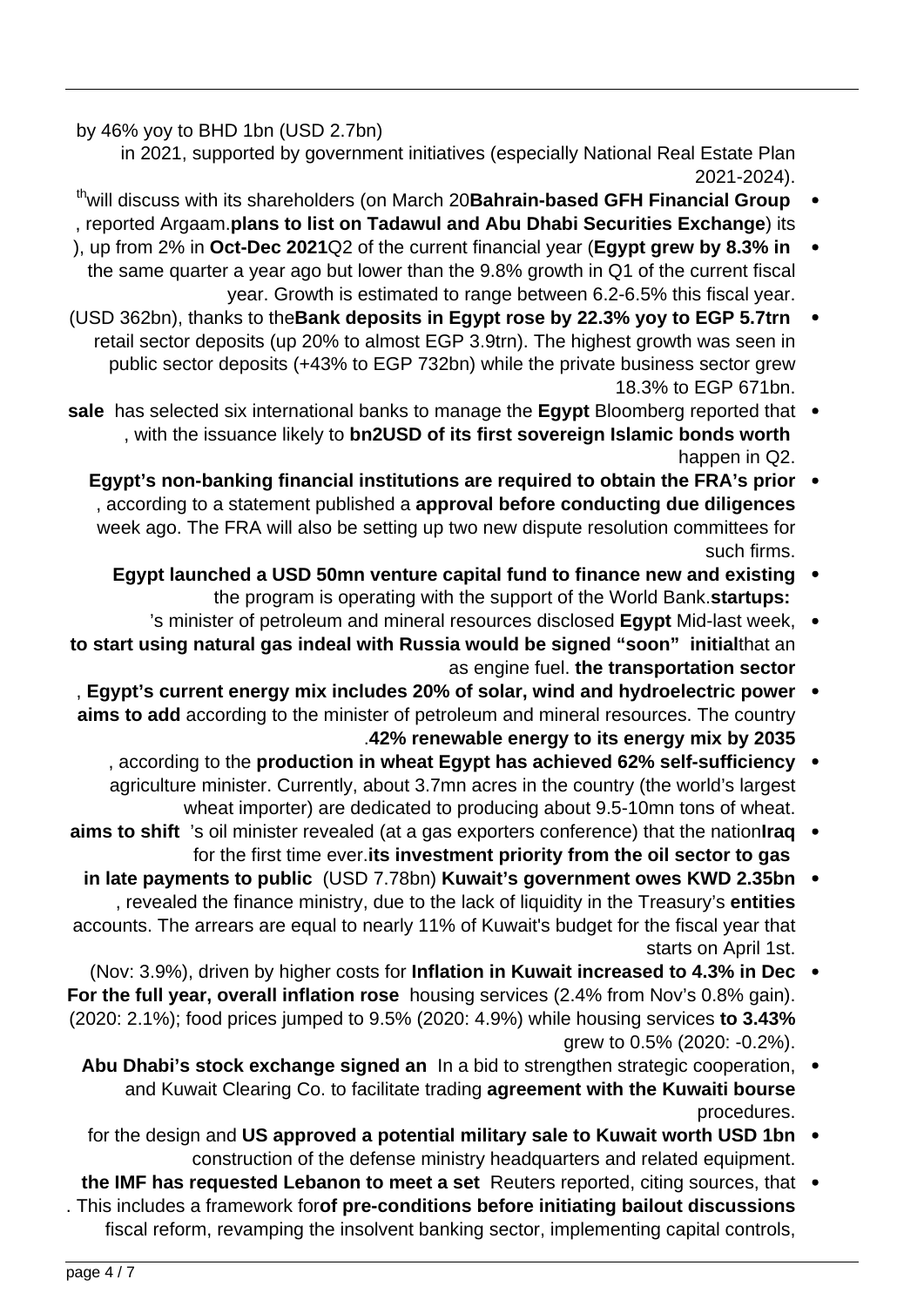by 46% yoy to BHD 1bn (USD 2.7bn) in 2021, supported by government initiatives (especially National Real Estate Plan 2021-2024).

- **Bahrain-based GFH Financial Group** will discuss with its shareholders (on March 20th) its **plans to list on Tadawul and Abu Dhabi Securities Exchange**, reported Argaam.
- **Egypt grew by 8.3% in** Q2 of the current financial year (**Oct-Dec 2021**), up from 2% in the same quarter a year ago but lower than the 9.8% growth in Q1 of the current fiscal year. Growth is estimated to range between 6.2-6.5% this fiscal year.
- **Bank deposits in Egypt rose by 22.3% yoy to EGP 5.7trn** (USD 362bn), thanks to the retail sector deposits (up 20% to almost EGP 3.9trn). The highest growth was seen in public sector deposits (+43% to EGP 732bn) while the private business sector grew 18.3% to EGP 671bn.
- Bloomberg reported that **Egypt** has selected six international banks to manage the **sale of its first sovereign Islamic bonds worth USD 2bn**, with the issuance likely to happen in Q2.
- **Egypt's non-banking financial institutions are required to obtain the FRA's prior approval before conducting due diligences**, according to a statement published a week ago. The FRA will also be setting up two new dispute resolution committees for such firms.
- **Egypt launched a USD 50mn venture capital fund to finance new and existing startups:** the program is operating with the support of the World Bank.
- Mid-last week, **Egypt**'s minister of petroleum and mineral resources disclosed that an **initial deal with Russia would be signed "soon" to start using natural gas in the transportation sector** as engine fuel.
- **Egypt's current energy mix includes 20% of solar, wind and hydroelectric power**, according to the minister of petroleum and mineral resources. The country **aims to add 42% renewable energy to its energy mix by 2035**.
- **Egypt has achieved 62% self-sufficiency in wheat production**, according to the agriculture minister. Currently, about 3.7mn acres in the country (the world's largest wheat importer) are dedicated to producing about 9.5-10mn tons of wheat.
- **Iraq**'s oil minister revealed (at a gas exporters conference) that the nation **aims to shift its investment priority from the oil sector to gas** for the first time ever.
- **Kuwait's government owes KWD 2.35bn** (USD 7.78bn) **in late payments to public entities**, revealed the finance ministry, due to the lack of liquidity in the Treasury's accounts. The arrears are equal to nearly 11% of Kuwait's budget for the fiscal year that starts on April 1st.
- **Inflation in Kuwait increased to 4.3% in Dec** (Nov: 3.9%), driven by higher costs for housing services (2.4% from Nov's 0.8% gain). **For the full year, overall inflation rose to 3.43%** (2020: 2.1%); food prices jumped to 9.5% (2020: 4.9%) while housing services grew to 0.5% (2020: -0.2%).
- In a bid to strengthen strategic cooperation, **Abu Dhabi's stock exchange signed an agreement with the Kuwaiti bourse** and Kuwait Clearing Co. to facilitate trading procedures.
- **US approved a potential military sale to Kuwait worth USD 1bn** for the design and construction of the defense ministry headquarters and related equipment.
- Reuters reported, citing sources, that **the IMF has requested Lebanon to meet a set of pre-conditions before initiating bailout discussions**. This includes a framework for fiscal reform, revamping the insolvent banking sector, implementing capital controls,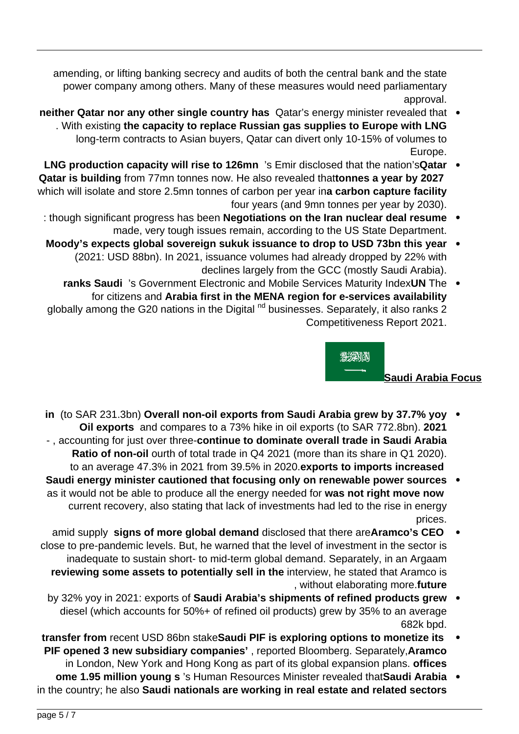amending, or lifting banking secrecy and audits of both the central bank and the state power company among others. Many of these measures would need parliamentary approval.

- Qatar's energy minister revealed that **neither Qatar nor any other single country has the capacity to replace Russian gas supplies to Europe with LNG**. With existing long-term contracts to Asian buyers, Qatar can divert only 10-15% of volumes to Europe.
- Qatar's Emir disclosed that the nation's **LNG production capacity will rise to 126mn tonnes a year by 2027** from 77mn tonnes now. He also revealed that **Qatar is building a carbon capture facility** which will isolate and store 2.5mn tonnes of carbon per year in four years (and 9mn tonnes per year by 2030).
- **Negotiations on the Iran nuclear deal resume**: though significant progress has been made, very tough issues remain, according to the US State Department.
- **Moody's expects global sovereign sukuk issuance to drop to USD 73bn this year** (2021: USD 88bn). In 2021, issuance volumes had already dropped by 22% with declines largely from the GCC (mostly Saudi Arabia).
- The **UN**'s Government Electronic and Mobile Services Maturity Index **ranks Saudi Arabia first in the MENA region for e-services availability** for citizens and businesses. Separately, it also ranks 2nd globally among the G20 nations in the Digital Competitiveness Report 2021.

## Saudi Arabia Focus

- **Overall non-oil exports from Saudi Arabia grew by 37.7% yoy in 2021** (to SAR 231.3bn) and compares to a 73% hike in oil exports (to SAR 772.8bn). **Oil exports continue to dominate overall trade in Saudi Arabia**, accounting for just over three-fourth of total trade in Q4 2021 (more than its share in Q1 2020). **Ratio of non-oil exports to imports increased** to an average 47.3% in 2021 from 39.5% in 2020.
- **Saudi energy minister cautioned that focusing only on renewable power sources was not right move now** as it would not be able to produce all the energy needed for current recovery, also stating that lack of investments had led to the rise in energy prices.
- **Aramco's CEO** disclosed that there are **signs of more global demand** amid supply close to pre-pandemic levels. But, he warned that the level of investment in the sector is inadequate to sustain short- to mid-term global demand. Separately, in an Argaam interview, he stated that Aramco is **reviewing some assets to potentially sell in the future**, without elaborating more.
- **Saudi Arabia's shipments of refined products grew** by 32% yoy in 2021: exports of diesel (which accounts for 50%+ of refined oil products) grew by 35% to an average 682k bpd.
- **Saudi PIF is exploring options to monetize its** recent USD 86bn stake **transfer from Aramco**, reported Bloomberg. Separately, **PIF opened 3 new subsidiary companies' offices** in London, New York and Hong Kong as part of its global expansion plans.
- **Saudi Arabia**'s Human Resources Minister revealed that **some 1.95 million young Saudi nationals are working in real estate and related sectors** in the country; he also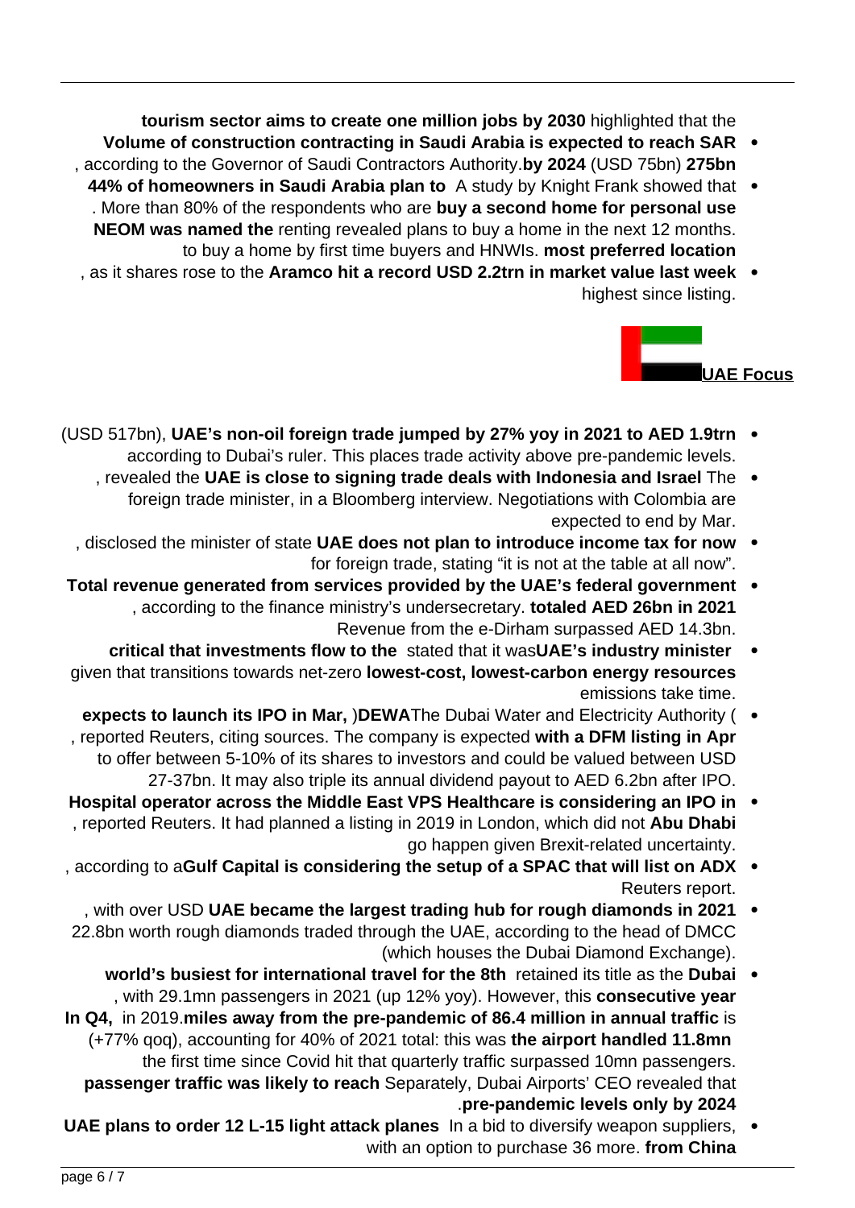highlighted that the **tourism sector aims to create one million jobs by 2030**

- **Volume of construction contracting in Saudi Arabia is expected to reach SAR 275bn** (USD 75bn) **by 2024**, according to the Governor of Saudi Contractors Authority.
- A study by Knight Frank showed that **44% of homeowners in Saudi Arabia plan to buy a second home for personal use**. More than 80% of the respondents who are renting revealed plans to buy a home in the next 12 months. **NEOM was named the most preferred location** to buy a home by first time buyers and HNWIs.
- **Aramco hit a record USD 2.2trn in market value last week**, as it shares rose to the highest since listing.

## UAE Focus

- **UAE's non-oil foreign trade jumped by 27% yoy in 2021 to AED 1.9trn** (USD 517bn), according to Dubai's ruler. This places trade activity above pre-pandemic levels.
- The **UAE is close to signing trade deals with Indonesia and Israel**, revealed the foreign trade minister, in a Bloomberg interview. Negotiations with Colombia are expected to end by Mar.
- **UAE does not plan to introduce income tax for now**, disclosed the minister of state for foreign trade, stating "it is not at the table at all now".
- **Total revenue generated from services provided by the UAE's federal government totaled AED 26bn in 2021**, according to the finance ministry's undersecretary. Revenue from the e-Dirham surpassed AED 14.3bn.
- **UAE's industry minister** stated that it was **critical that investments flow to the lowest-cost, lowest-carbon energy resources** given that transitions towards net-zero emissions take time.
- The Dubai Water and Electricity Authority (**DEWA**) **expects to launch its IPO in Mar, with a DFM listing in Apr**, reported Reuters, citing sources. The company is expected to offer between 5-10% of its shares to investors and could be valued between USD 27-37bn. It may also triple its annual dividend payout to AED 6.2bn after IPO.
- **Hospital operator across the Middle East VPS Healthcare is considering an IPO in Abu Dhabi**, reported Reuters. It had planned a listing in 2019 in London, which did not go happen given Brexit-related uncertainty.
- **Gulf Capital is considering the setup of a SPAC that will list on ADX**, according to a Reuters report.
- **UAE became the largest trading hub for rough diamonds in 2021**, with over USD 22.8bn worth rough diamonds traded through the UAE, according to the head of DMCC (which houses the Dubai Diamond Exchange).
- **Dubai** retained its title as the **world's busiest for international travel for the 8th consecutive year**, with 29.1mn passengers in 2021 (up 12% yoy). However, this is **miles away from the pre-pandemic of 86.4 million in annual traffic** in 2019. **In Q4, the airport handled 11.8mn** (+77% qoq), accounting for 40% of 2021 total: this was the first time since Covid hit that quarterly traffic surpassed 10mn passengers. Separately, Dubai Airports' CEO revealed that **passenger traffic was likely to reach pre-pandemic levels only by 2024**.
- In a bid to diversify weapon suppliers, **UAE plans to order 12 L-15 light attack planes from China**, with an option to purchase 36 more.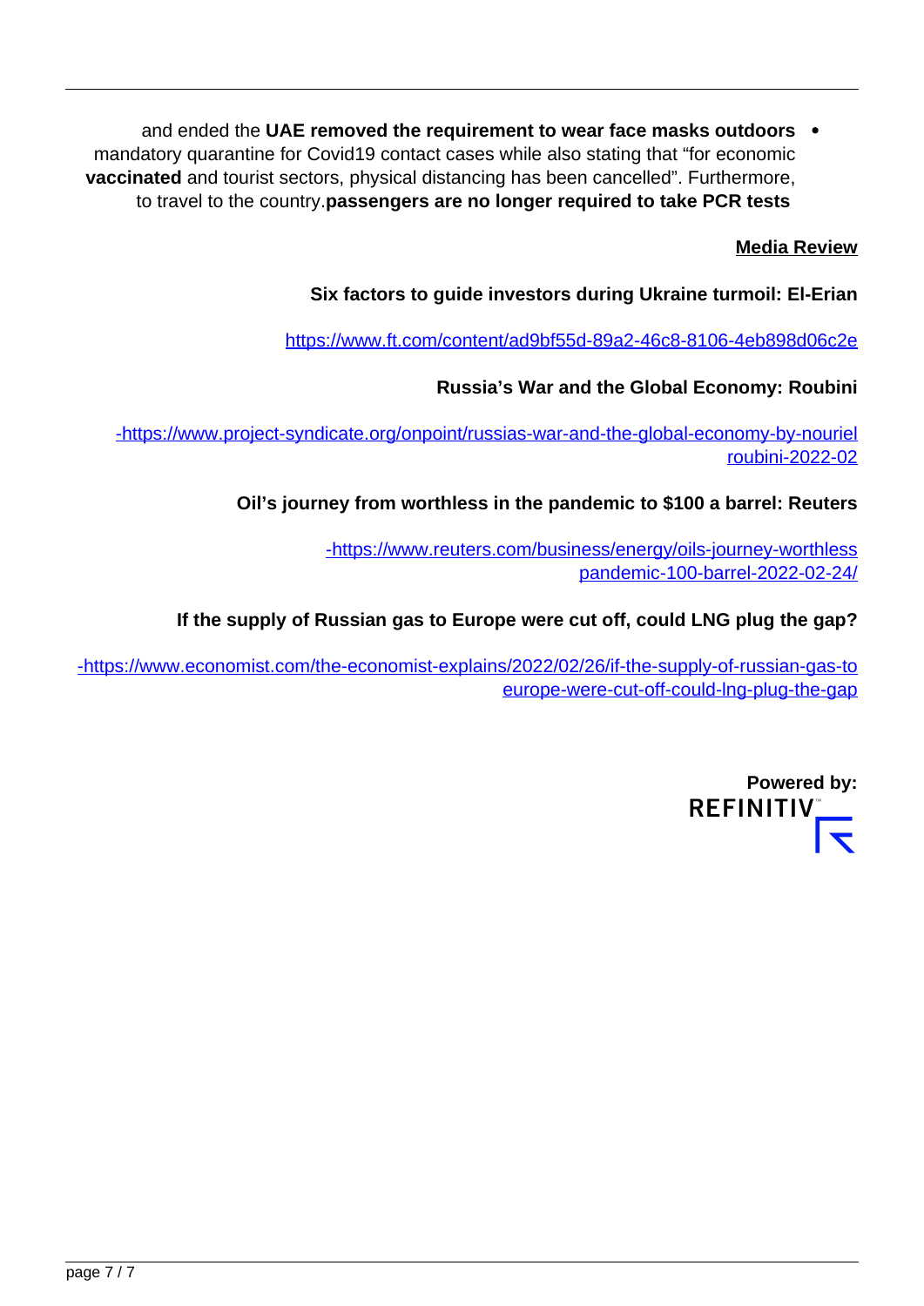- **UAE removed the requirement to wear face masks outdoors** and ended the mandatory quarantine for Covid19 contact cases while also stating that "for economic and tourist sectors, physical distancing has been cancelled". Furthermore, **vaccinated passengers are no longer required to take PCR tests** to travel to the country.

## Media Review

**Six factors to guide investors during Ukraine turmoil: El-Erian**

https://www.ft.com/content/ad9bf55d-89a2-46c8-8106-4eb898d06c2e

**Russia's War and the Global Economy: Roubini**

https://www.project-syndicate.org/onpoint/russias-war-and-the-global-economy-by-nouriel-roubini-2022-02

**Oil's journey from worthless in the pandemic to $100 a barrel: Reuters**

https://www.reuters.com/business/energy/oils-journey-worthless-pandemic-100-barrel-2022-02-24/

**If the supply of Russian gas to Europe were cut off, could LNG plug the gap?**

https://www.economist.com/the-economist-explains/2022/02/26/if-the-supply-of-russian-gas-to-europe-were-cut-off-could-lng-plug-the-gap

**Powered by:**
REFINITIV